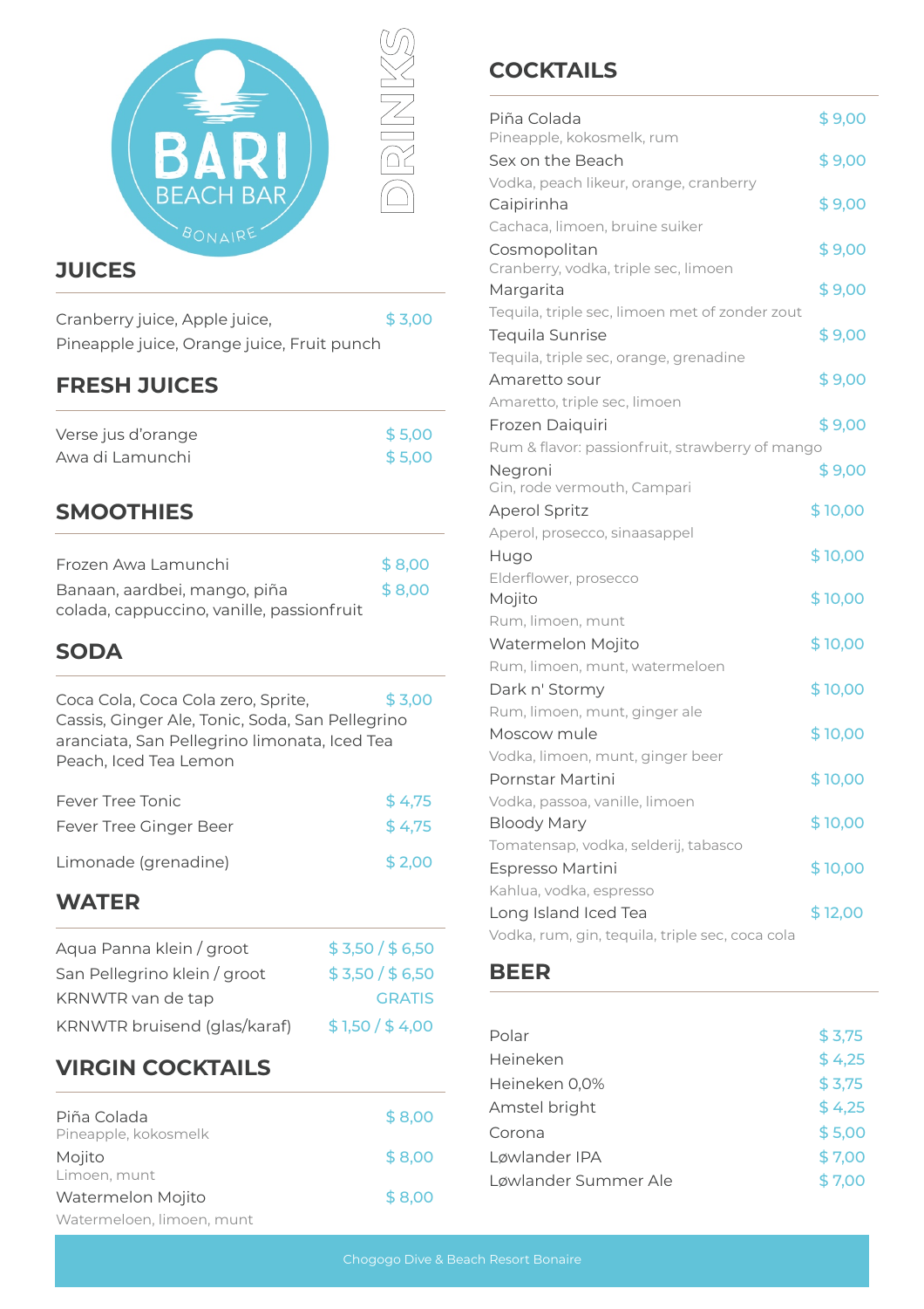BARI BEACH BAR

BONAIRE

# DRINKS

## JUICES

Cranberry juice, Apple juice, Pineapple juice, Orange juice, Fruit punch — $ 3,00

## FRESH JUICES

Verse jus d'orange — $ 5,00
Awa di Lamunchi — $ 5,00

## SMOOTHIES

Frozen Awa Lamunchi — $ 8,00
Banaan, aardbei, mango, piña colada, cappuccino, vanille, passionfruit — $ 8,00

## SODA

Coca Cola, Coca Cola zero, Sprite, Cassis, Ginger Ale, Tonic, Soda, San Pellegrino aranciata, San Pellegrino limonata, Iced Tea Peach, Iced Tea Lemon — $ 3,00

Fever Tree Tonic — $ 4,75
Fever Tree Ginger Beer — $ 4,75

Limonade (grenadine) — $ 2,00

## WATER

Aqua Panna klein / groot — $ 3,50 / $ 6,50
San Pellegrino klein / groot — $ 3,50 / $ 6,50
KRNWTR van de tap — GRATIS
KRNWTR bruisend (glas/karaf) — $ 1,50 / $ 4,00

## VIRGIN COCKTAILS

Piña Colada — $ 8,00
Pineapple, kokosmelk

Mojito — $ 8,00
Limoen, munt

Watermelon Mojito — $ 8,00
Watermeloen, limoen, munt

## COCKTAILS

Piña Colada — $ 9,00
Pineapple, kokosmelk, rum

Sex on the Beach — $ 9,00
Vodka, peach likeur, orange, cranberry

Caipirinha — $ 9,00
Cachaca, limoen, bruine suiker

Cosmopolitan — $ 9,00
Cranberry, vodka, triple sec, limoen

Margarita — $ 9,00
Tequila, triple sec, limoen met of zonder zout

Tequila Sunrise — $ 9,00
Tequila, triple sec, orange, grenadine

Amaretto sour — $ 9,00
Amaretto, triple sec, limoen

Frozen Daiquiri — $ 9,00
Rum & flavor: passionfruit, strawberry of mango

Negroni — $ 9,00
Gin, rode vermouth, Campari

Aperol Spritz — $ 10,00
Aperol, prosecco, sinaasappel

Hugo — $ 10,00
Elderflower, prosecco

Mojito — $ 10,00
Rum, limoen, munt

Watermelon Mojito — $ 10,00
Rum, limoen, munt, watermeloen

Dark n' Stormy — $ 10,00
Rum, limoen, munt, ginger ale

Moscow mule — $ 10,00
Vodka, limoen, munt, ginger beer

Pornstar Martini — $ 10,00
Vodka, passoa, vanille, limoen

Bloody Mary — $ 10,00
Tomatensap, vodka, selderij, tabasco

Espresso Martini — $ 10,00
Kahlua, vodka, espresso

Long Island Iced Tea — $ 12,00
Vodka, rum, gin, tequila, triple sec, coca cola

## BEER

Polar — $ 3,75
Heineken — $ 4,25
Heineken 0,0% — $ 3,75
Amstel bright — $ 4,25
Corona — $ 5,00
Løwlander IPA — $ 7,00
Løwlander Summer Ale — $ 7,00

Chogogo Dive & Beach Resort Bonaire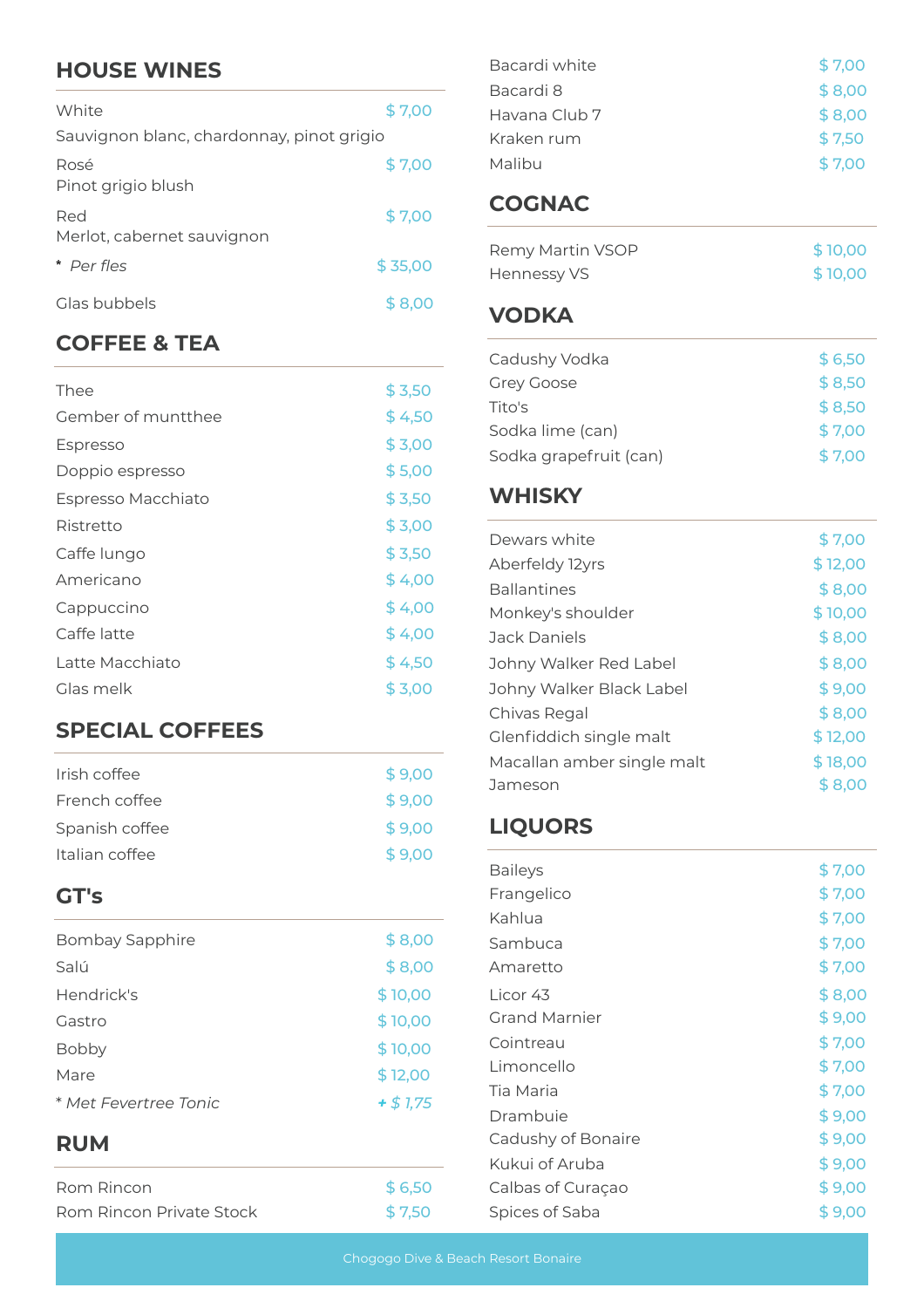## HOUSE WINES

| | |
|---|---|
| White | $ 7,00 |
| Sauvignon blanc, chardonnay, pinot grigio | |
| Rosé<br>Pinot grigio blush | $ 7,00 |
| Red<br>Merlot, cabernet sauvignon | $ 7,00 |
| * *Per fles* | $ 35,00 |
| Glas bubbels | $ 8,00 |

## COFFEE & TEA

| | |
|---|---|
| Thee | $ 3,50 |
| Gember of muntthee | $ 4,50 |
| Espresso | $ 3,00 |
| Doppio espresso | $ 5,00 |
| Espresso Macchiato | $ 3,50 |
| Ristretto | $ 3,00 |
| Caffe lungo | $ 3,50 |
| Americano | $ 4,00 |
| Cappuccino | $ 4,00 |
| Caffe latte | $ 4,00 |
| Latte Macchiato | $ 4,50 |
| Glas melk | $ 3,00 |

## SPECIAL COFFEES

| | |
|---|---|
| Irish coffee | $ 9,00 |
| French coffee | $ 9,00 |
| Spanish coffee | $ 9,00 |
| Italian coffee | $ 9,00 |

## GT's

| | |
|---|---|
| Bombay Sapphire | $ 8,00 |
| Salú | $ 8,00 |
| Hendrick's | $ 10,00 |
| Gastro | $ 10,00 |
| Bobby | $ 10,00 |
| Mare | $ 12,00 |
| * *Met Fevertree Tonic* | *+ $ 1,75* |

## RUM

| | |
|---|---|
| Rom Rincon | $ 6,50 |
| Rom Rincon Private Stock | $ 7,50 |
| Bacardi white | $ 7,00 |
| Bacardi 8 | $ 8,00 |
| Havana Club 7 | $ 8,00 |
| Kraken rum | $ 7,50 |
| Malibu | $ 7,00 |

## COGNAC

| | |
|---|---|
| Remy Martin VSOP | $ 10,00 |
| Hennessy VS | $ 10,00 |

## VODKA

| | |
|---|---|
| Cadushy Vodka | $ 6,50 |
| Grey Goose | $ 8,50 |
| Tito's | $ 8,50 |
| Sodka lime (can) | $ 7,00 |
| Sodka grapefruit (can) | $ 7,00 |

## WHISKY

| | |
|---|---|
| Dewars white | $ 7,00 |
| Aberfeldy 12yrs | $ 12,00 |
| Ballantines | $ 8,00 |
| Monkey's shoulder | $ 10,00 |
| Jack Daniels | $ 8,00 |
| Johny Walker Red Label | $ 8,00 |
| Johny Walker Black Label | $ 9,00 |
| Chivas Regal | $ 8,00 |
| Glenfiddich single malt | $ 12,00 |
| Macallan amber single malt | $ 18,00 |
| Jameson | $ 8,00 |

## LIQUORS

| | |
|---|---|
| Baileys | $ 7,00 |
| Frangelico | $ 7,00 |
| Kahlua | $ 7,00 |
| Sambuca | $ 7,00 |
| Amaretto | $ 7,00 |
| Licor 43 | $ 8,00 |
| Grand Marnier | $ 9,00 |
| Cointreau | $ 7,00 |
| Limoncello | $ 7,00 |
| Tia Maria | $ 7,00 |
| Drambuie | $ 9,00 |
| Cadushy of Bonaire | $ 9,00 |
| Kukui of Aruba | $ 9,00 |
| Calbas of Curaçao | $ 9,00 |
| Spices of Saba | $ 9,00 |